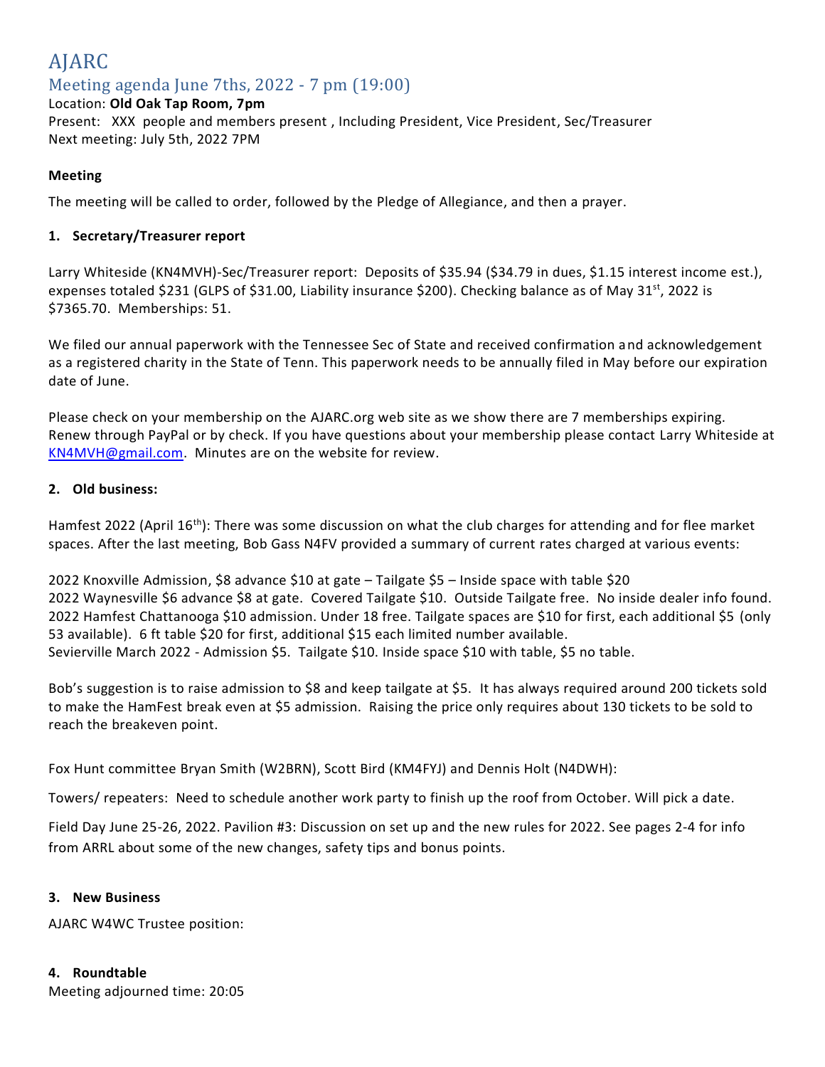# AJARC

## Meeting agenda June 7ths, 2022 - 7 pm (19:00)

Location: **Old Oak Tap Room, 7pm**
Present: XXX people and members present , Including President, Vice President, Sec/Treasurer
Next meeting: July 5th, 2022 7PM

**Meeting**

The meeting will be called to order, followed by the Pledge of Allegiance, and then a prayer.

### 1. Secretary/Treasurer report

Larry Whiteside (KN4MVH)-Sec/Treasurer report: Deposits of $35.94 ($34.79 in dues, $1.15 interest income est.), expenses totaled $231 (GLPS of $31.00, Liability insurance $200). Checking balance as of May 31st, 2022 is $7365.70. Memberships: 51.

We filed our annual paperwork with the Tennessee Sec of State and received confirmation and acknowledgement as a registered charity in the State of Tenn. This paperwork needs to be annually filed in May before our expiration date of June.

Please check on your membership on the AJARC.org web site as we show there are 7 memberships expiring. Renew through PayPal or by check. If you have questions about your membership please contact Larry Whiteside at KN4MVH@gmail.com. Minutes are on the website for review.

### 2. Old business:

Hamfest 2022 (April 16th): There was some discussion on what the club charges for attending and for flee market spaces. After the last meeting, Bob Gass N4FV provided a summary of current rates charged at various events:

2022 Knoxville Admission, $8 advance $10 at gate – Tailgate $5 – Inside space with table $20
2022 Waynesville $6 advance $8 at gate. Covered Tailgate $10. Outside Tailgate free. No inside dealer info found.
2022 Hamfest Chattanooga $10 admission. Under 18 free. Tailgate spaces are $10 for first, each additional $5 (only 53 available). 6 ft table $20 for first, additional $15 each limited number available.
Sevierville March 2022 - Admission $5. Tailgate $10. Inside space $10 with table, $5 no table.

Bob's suggestion is to raise admission to $8 and keep tailgate at $5. It has always required around 200 tickets sold to make the HamFest break even at $5 admission. Raising the price only requires about 130 tickets to be sold to reach the breakeven point.

Fox Hunt committee Bryan Smith (W2BRN), Scott Bird (KM4FYJ) and Dennis Holt (N4DWH):

Towers/ repeaters: Need to schedule another work party to finish up the roof from October. Will pick a date.

Field Day June 25-26, 2022. Pavilion #3: Discussion on set up and the new rules for 2022. See pages 2-4 for info from ARRL about some of the new changes, safety tips and bonus points.

### 3. New Business

AJARC W4WC Trustee position:

### 4. Roundtable

Meeting adjourned time: 20:05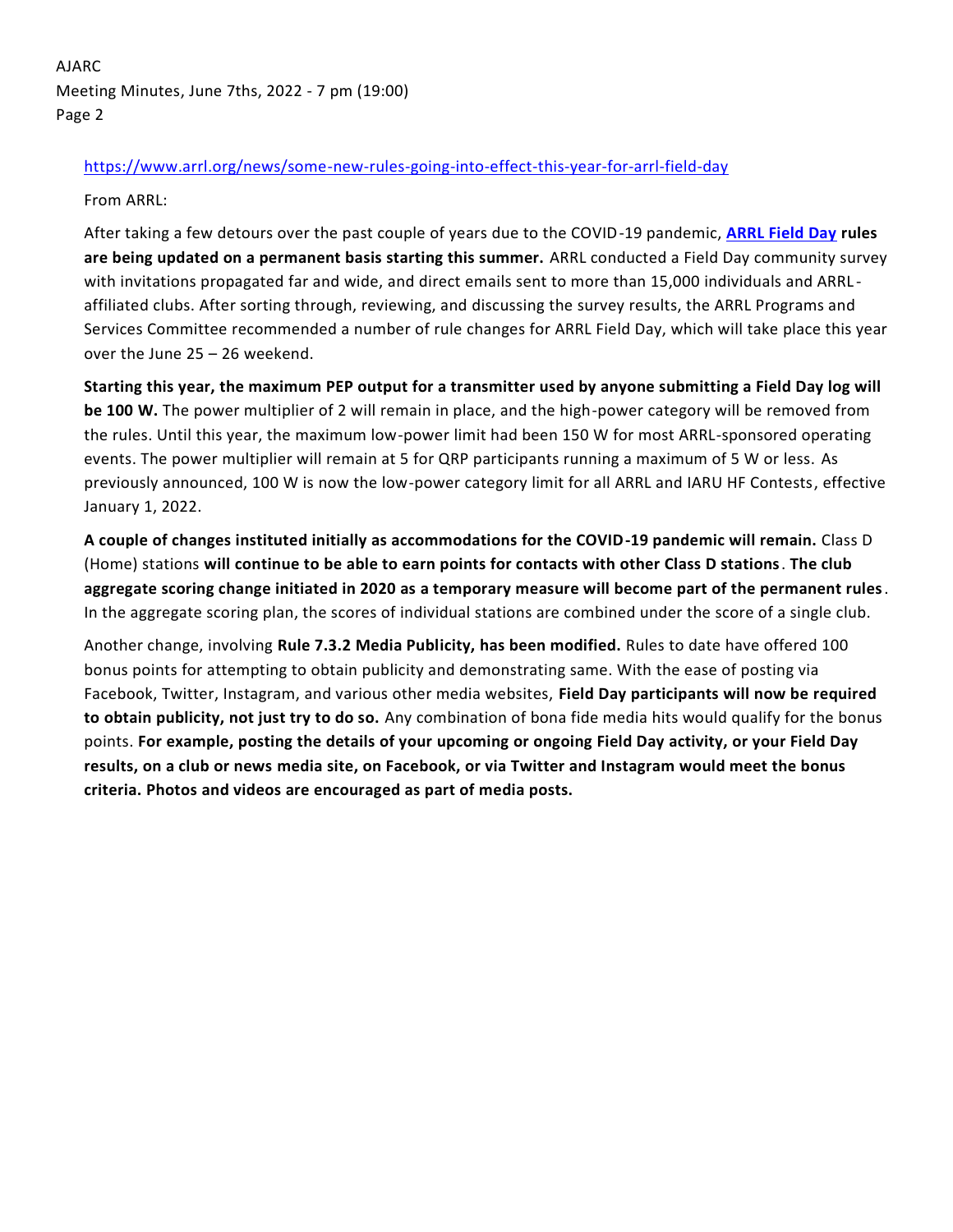https://www.arrl.org/news/some-new-rules-going-into-effect-this-year-for-arrl-field-day

From ARRL:

After taking a few detours over the past couple of years due to the COVID-19 pandemic, **[ARRL Field Day](https://www.arrl.org/field-day) rules are being updated on a permanent basis starting this summer.** ARRL conducted a Field Day community survey with invitations propagated far and wide, and direct emails sent to more than 15,000 individuals and ARRL-affiliated clubs. After sorting through, reviewing, and discussing the survey results, the ARRL Programs and Services Committee recommended a number of rule changes for ARRL Field Day, which will take place this year over the June 25 – 26 weekend.

**Starting this year, the maximum PEP output for a transmitter used by anyone submitting a Field Day log will be 100 W.** The power multiplier of 2 will remain in place, and the high-power category will be removed from the rules. Until this year, the maximum low-power limit had been 150 W for most ARRL-sponsored operating events. The power multiplier will remain at 5 for QRP participants running a maximum of 5 W or less. As previously announced, 100 W is now the low-power category limit for all ARRL and IARU HF Contests, effective January 1, 2022.

**A couple of changes instituted initially as accommodations for the COVID-19 pandemic will remain.** Class D (Home) stations **will continue to be able to earn points for contacts with other Class D stations**. **The club aggregate scoring change initiated in 2020 as a temporary measure will become part of the permanent rules**. In the aggregate scoring plan, the scores of individual stations are combined under the score of a single club.

Another change, involving **Rule 7.3.2 Media Publicity, has been modified.** Rules to date have offered 100 bonus points for attempting to obtain publicity and demonstrating same. With the ease of posting via Facebook, Twitter, Instagram, and various other media websites, **Field Day participants will now be required to obtain publicity, not just try to do so.** Any combination of bona fide media hits would qualify for the bonus points. **For example, posting the details of your upcoming or ongoing Field Day activity, or your Field Day results, on a club or news media site, on Facebook, or via Twitter and Instagram would meet the bonus criteria. Photos and videos are encouraged as part of media posts.**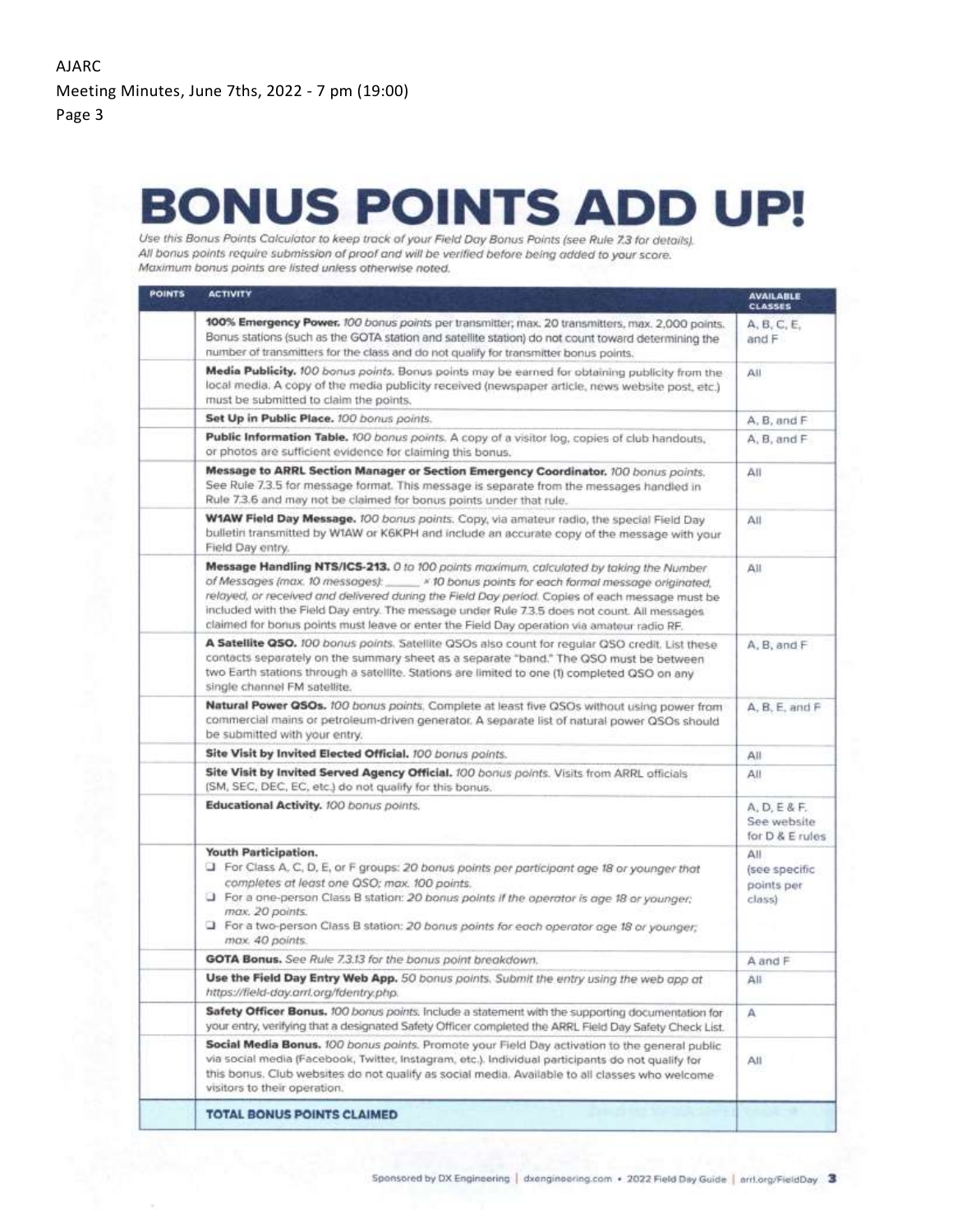# BONUS POINTS ADD UP!

*Use this Bonus Points Calculator to keep track of your Field Day Bonus Points (see Rule 7.3 for details). All bonus points require submission of proof and will be verified before being added to your score. Maximum bonus points are listed unless otherwise noted.*

| POINTS | ACTIVITY | AVAILABLE CLASSES |
|---|---|---|
| | **100% Emergency Power.** *100 bonus points per transmitter; max. 20 transmitters, max. 2,000 points.* Bonus stations (such as the GOTA station and satellite station) do not count toward determining the number of transmitters for the class and do not qualify for transmitter bonus points. | A, B, C, E, and F |
| | **Media Publicity.** *100 bonus points.* Bonus points may be earned for obtaining publicity from the local media. A copy of the media publicity received (newspaper article, news website post, etc.) must be submitted to claim the points. | All |
| | **Set Up in Public Place.** *100 bonus points.* | A, B, and F |
| | **Public Information Table.** *100 bonus points.* A copy of a visitor log, copies of club handouts, or photos are sufficient evidence for claiming this bonus. | A, B, and F |
| | **Message to ARRL Section Manager or Section Emergency Coordinator.** *100 bonus points.* See Rule 7.3.5 for message format. This message is separate from the messages handled in Rule 7.3.6 and may not be claimed for bonus points under that rule. | All |
| | **W1AW Field Day Message.** *100 bonus points.* Copy, via amateur radio, the special Field Day bulletin transmitted by W1AW or K6KPH and include an accurate copy of the message with your Field Day entry. | All |
| | **Message Handling NTS/ICS-213.** *0 to 100 points maximum, calculated by taking the Number of Messages (max. 10 messages): _____ × 10 bonus points for each formal message originated, relayed, or received and delivered during the Field Day period.* Copies of each message must be included with the Field Day entry. The message under Rule 7.3.5 does not count. All messages claimed for bonus points must leave or enter the Field Day operation via amateur radio RF. | All |
| | **A Satellite QSO.** *100 bonus points.* Satellite QSOs also count for regular QSO credit. List these contacts separately on the summary sheet as a separate "band." The QSO must be between two Earth stations through a satellite. Stations are limited to one (1) completed QSO on any single channel FM satellite. | A, B, and F |
| | **Natural Power QSOs.** *100 bonus points.* Complete at least five QSOs without using power from commercial mains or petroleum-driven generator. A separate list of natural power QSOs should be submitted with your entry. | A, B, E, and F |
| | **Site Visit by Invited Elected Official.** *100 bonus points.* | All |
| | **Site Visit by Invited Served Agency Official.** *100 bonus points.* Visits from ARRL officials (SM, SEC, DEC, EC, etc.) do not qualify for this bonus. | All |
| | **Educational Activity.** *100 bonus points.* | A, D, E & F. See website for D & E rules |
| | **Youth Participation.**<br>❑ *For Class A, C, D, E, or F groups: 20 bonus points per participant age 18 or younger that completes at least one QSO; max. 100 points.*<br>❑ *For a one-person Class B station: 20 bonus points if the operator is age 18 or younger; max. 20 points.*<br>❑ *For a two-person Class B station: 20 bonus points for each operator age 18 or younger; max. 40 points.* | All (see specific points per class) |
| | **GOTA Bonus.** *See Rule 7.3.13 for the bonus point breakdown.* | A and F |
| | **Use the Field Day Entry Web App.** *50 bonus points.* Submit the entry using the web app at https://field-day.arrl.org/fdentry.php. | All |
| | **Safety Officer Bonus.** *100 bonus points.* Include a statement with the supporting documentation for your entry, verifying that a designated Safety Officer completed the ARRL Field Day Safety Check List. | A |
| | **Social Media Bonus.** *100 bonus points.* Promote your Field Day activation to the general public via social media (Facebook, Twitter, Instagram, etc.). Individual participants do not qualify for this bonus. Club websites do not qualify as social media. Available to all classes who welcome visitors to their operation. | All |
| | **TOTAL BONUS POINTS CLAIMED** | |

Sponsored by DX Engineering | dxengineering.com • 2022 Field Day Guide | arrl.org/FieldDay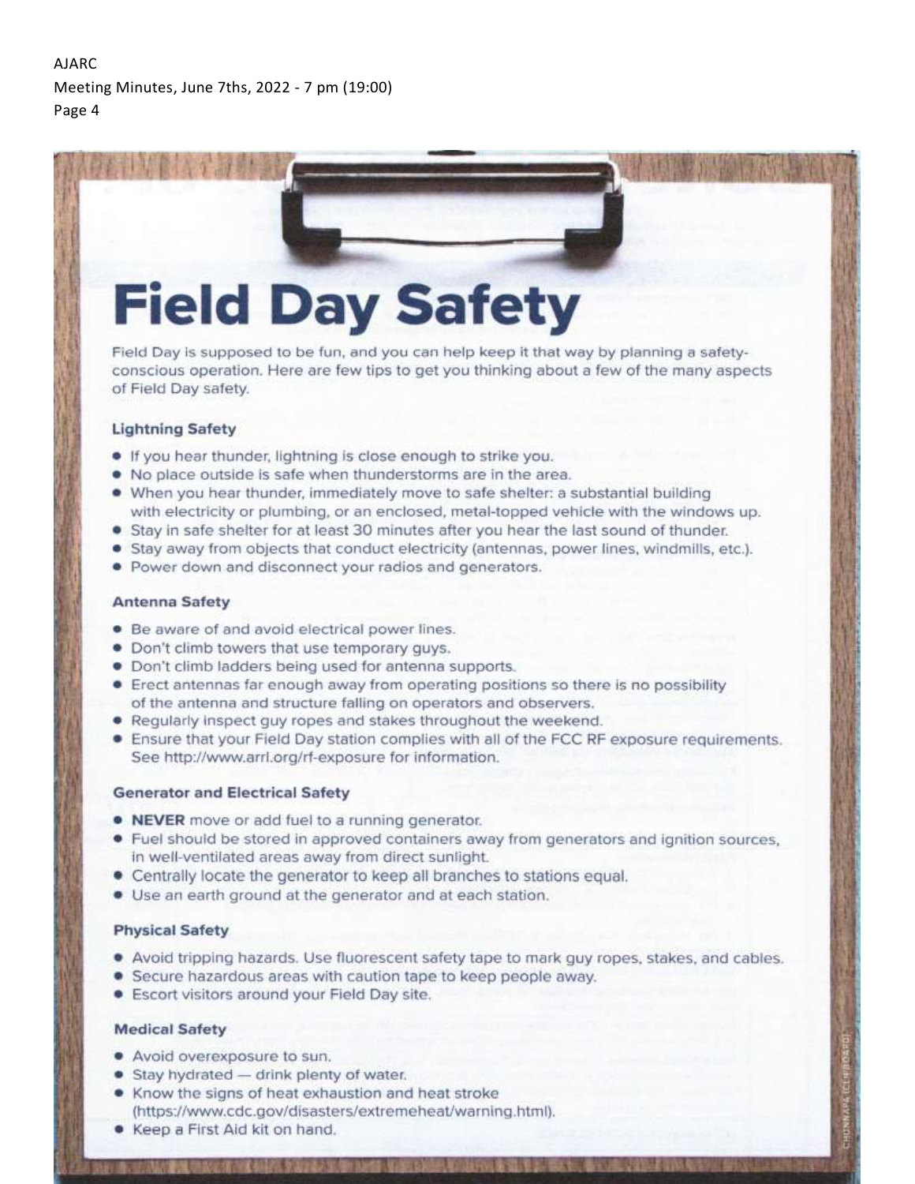# Field Day Safety

Field Day is supposed to be fun, and you can help keep it that way by planning a safety-conscious operation. Here are few tips to get you thinking about a few of the many aspects of Field Day safety.

### Lightning Safety

- If you hear thunder, lightning is close enough to strike you.
- No place outside is safe when thunderstorms are in the area.
- When you hear thunder, immediately move to safe shelter: a substantial building with electricity or plumbing, or an enclosed, metal-topped vehicle with the windows up.
- Stay in safe shelter for at least 30 minutes after you hear the last sound of thunder.
- Stay away from objects that conduct electricity (antennas, power lines, windmills, etc.).
- Power down and disconnect your radios and generators.

### Antenna Safety

- Be aware of and avoid electrical power lines.
- Don't climb towers that use temporary guys.
- Don't climb ladders being used for antenna supports.
- Erect antennas far enough away from operating positions so there is no possibility of the antenna and structure falling on operators and observers.
- Regularly inspect guy ropes and stakes throughout the weekend.
- Ensure that your Field Day station complies with all of the FCC RF exposure requirements. See http://www.arrl.org/rf-exposure for information.

### Generator and Electrical Safety

- **NEVER** move or add fuel to a running generator.
- Fuel should be stored in approved containers away from generators and ignition sources, in well-ventilated areas away from direct sunlight.
- Centrally locate the generator to keep all branches to stations equal.
- Use an earth ground at the generator and at each station.

### Physical Safety

- Avoid tripping hazards. Use fluorescent safety tape to mark guy ropes, stakes, and cables.
- Secure hazardous areas with caution tape to keep people away.
- Escort visitors around your Field Day site.

### Medical Safety

- Avoid overexposure to sun.
- Stay hydrated — drink plenty of water.
- Know the signs of heat exhaustion and heat stroke (https://www.cdc.gov/disasters/extremeheat/warning.html).
- Keep a First Aid kit on hand.